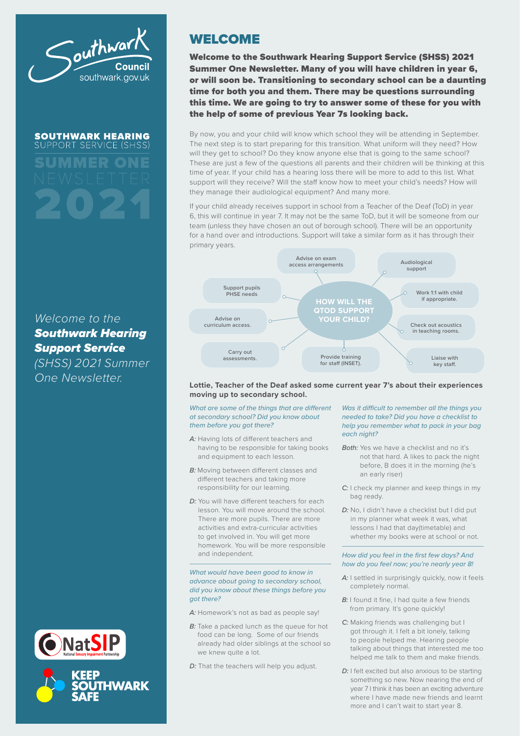Southwark Council
southwark.gov.uk

**SOUTHWARK HEARING**
SUPPORT SERVICE (SHSS)

# SUMMER ONE NEWSLETTER 2021

*Welcome to the* ***Southwark Hearing Support Service*** *(SHSS) 2021 Summer One Newsletter.*

NatSIP National Sensory Impairment Partnership

KEEP SOUTHWARK SAFE

## WELCOME

**Welcome to the Southwark Hearing Support Service (SHSS) 2021 Summer One Newsletter. Many of you will have children in year 6, or will soon be. Transitioning to secondary school can be a daunting time for both you and them. There may be questions surrounding this time. We are going to try to answer some of these for you with the help of some of previous Year 7s looking back.**

By now, you and your child will know which school they will be attending in September. The next step is to start preparing for this transition. What uniform will they need? How will they get to school? Do they know anyone else that is going to the same school? These are just a few of the questions all parents and their children will be thinking at this time of year. If your child has a hearing loss there will be more to add to this list. What support will they receive? Will the staff know how to meet your child's needs? How will they manage their audiological equipment? And many more.

If your child already receives support in school from a Teacher of the Deaf (ToD) in year 6, this will continue in year 7. It may not be the same ToD, but it will be someone from our team (unless they have chosen an out of borough school). There will be an opportunity for a hand over and introductions. Support will take a similar form as it has through their primary years.

**HOW WILL THE QTOD SUPPORT YOUR CHILD?**

- Advise on exam access arrangements
- Audiological support
- Work 1:1 with child if appropriate.
- Check out acoustics in teaching rooms.
- Liaise with key staff.
- Provide training for staff (INSET).
- Carry out assessments.
- Advise on curriculum access.
- Support pupils PHSE needs

**Lottie, Teacher of the Deaf asked some current year 7's about their experiences moving up to secondary school.**

*What are some of the things that are different at secondary school? Did you know about them before you got there?*

*A:* Having lots of different teachers and having to be responsible for taking books and equipment to each lesson.

*B:* Moving between different classes and different teachers and taking more responsibility for our learning.

*D:* You will have different teachers for each lesson. You will move around the school. There are more pupils. There are more activities and extra-curricular activities to get involved in. You will get more homework. You will be more responsible and independent.

*What would have been good to know in advance about going to secondary school, did you know about these things before you got there?*

*A:* Homework's not as bad as people say!

*B:* Take a packed lunch as the queue for hot food can be long. Some of our friends already had older siblings at the school so we knew quite a lot.

*D:* That the teachers will help you adjust.

*Was it difficult to remember all the things you needed to take? Did you have a checklist to help you remember what to pack in your bag each night?*

*Both:* Yes we have a checklist and no it's not that hard. A likes to pack the night before, B does it in the morning (he's an early riser)

*C:* I check my planner and keep things in my bag ready.

*D:* No, I didn't have a checklist but I did put in my planner what week it was, what lessons I had that day(timetable) and whether my books were at school or not.

*How did you feel in the first few days? And how do you feel now; you're nearly year 8!*

*A:* I settled in surprisingly quickly, now it feels completely normal.

*B:* I found it fine, I had quite a few friends from primary. It's gone quickly!

*C:* Making friends was challenging but I got through it. I felt a bit lonely, talking to people helped me. Hearing people talking about things that interested me too helped me talk to them and make friends.

*D:* I felt excited but also anxious to be starting something so new. Now nearing the end of year 7 I think it has been an exciting adventure where I have made new friends and learnt more and I can't wait to start year 8.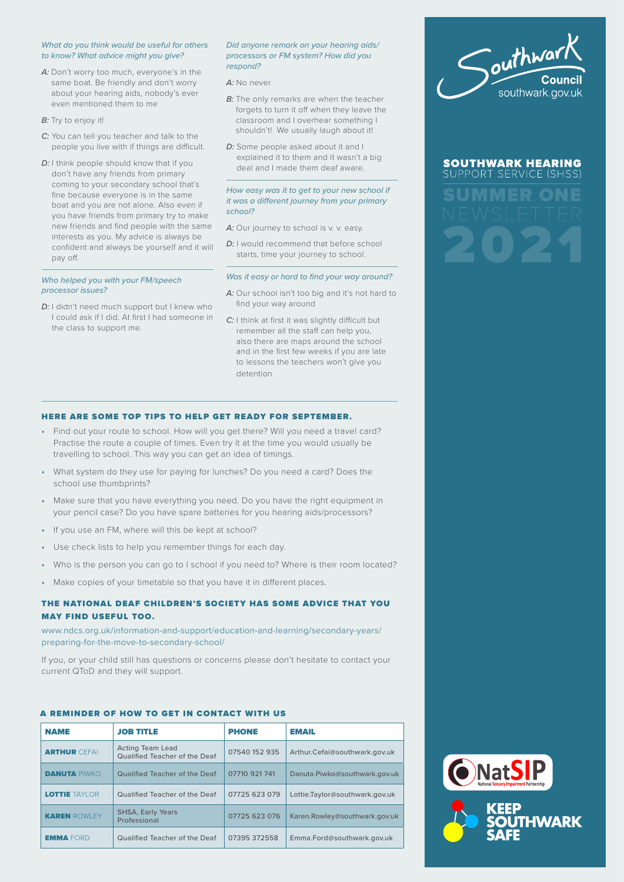*What do you think would be useful for others to know? What advice might you give?*

*A:* Don't worry too much, everyone's in the same boat. Be friendly and don't worry about your hearing aids, nobody's ever even mentioned them to me

*B:* Try to enjoy it!

*C:* You can tell you teacher and talk to the people you live with if things are difficult.

*D:* I think people should know that if you don't have any friends from primary coming to your secondary school that's fine because everyone is in the same boat and you are not alone. Also even if you have friends from primary try to make new friends and find people with the same interests as you. My advice is always be confident and always be yourself and it will pay off.

*Who helped you with your FM/speech processor issues?*

*D:* I didn't need much support but I knew who I could ask if I did. At first I had someone in the class to support me.

*Did anyone remark on your hearing aids/ processors or FM system? How did you respond?*

*A:* No never

*B:* The only remarks are when the teacher forgets to turn it off when they leave the classroom and I overhear something I shouldn't! We usually laugh about it!

*D:* Some people asked about it and I explained it to them and it wasn't a big deal and I made them deaf aware.

*How easy was it to get to your new school if it was a different journey from your primary school?*

*A:* Our journey to school is v. v. easy.

*D:* I would recommend that before school starts, time your journey to school.

*Was it easy or hard to find your way around?*

*A:* Our school isn't too big and it's not hard to find your way around

*C:* I think at first it was slightly difficult but remember all the staff can help you, also there are maps around the school and in the first few weeks if you are late to lessons the teachers won't give you detention.

## HERE ARE SOME TOP TIPS TO HELP GET READY FOR SEPTEMBER.

- Find out your route to school. How will you get there? Will you need a travel card? Practise the route a couple of times. Even try it at the time you would usually be travelling to school. This way you can get an idea of timings.
- What system do they use for paying for lunches? Do you need a card? Does the school use thumbprints?
- Make sure that you have everything you need. Do you have the right equipment in your pencil case? Do you have spare batteries for you hearing aids/processors?
- If you use an FM, where will this be kept at school?
- Use check lists to help you remember things for each day.
- Who is the person you can go to I school if you need to? Where is their room located?
- Make copies of your timetable so that you have it in different places.

## THE NATIONAL DEAF CHILDREN'S SOCIETY HAS SOME ADVICE THAT YOU MAY FIND USEFUL TOO.

www.ndcs.org.uk/information-and-support/education-and-learning/secondary-years/preparing-for-the-move-to-secondary-school/

If you, or your child still has questions or concerns please don't hesitate to contact your current QToD and they will support.

## A REMINDER OF HOW TO GET IN CONTACT WITH US

| NAME | JOB TITLE | PHONE | EMAIL |
|---|---|---|---|
| **ARTHUR** CEFAI | Acting Team Lead Qualified Teacher of the Deaf | 07540 152 935 | Arthur.Cefai@southwark.gov.uk |
| **DANUTA** PIWKO | Qualified Teacher of the Deaf | 07710 921 741 | Danuta.Piwko@southwark.gov.uk |
| **LOTTIE** TAYLOR | Qualified Teacher of the Deaf | 07725 623 079 | Lottie.Taylor@southwark.gov.uk |
| **KAREN** ROWLEY | SHSA, Early Years Professional | 07725 623 076 | Karen.Rowley@southwark.gov.uk |
| **EMMA** FORD | Qualified Teacher of the Deaf | 07395 372558 | Emma.Ford@southwark.gov.uk |

Southwark Council
southwark.gov.uk

**SOUTHWARK HEARING** SUPPORT SERVICE (SHSS)

**SUMMER ONE** NEWSLETTER **2021**

NatSIP National Sensory Impairment Partnership

KEEP SOUTHWARK SAFE